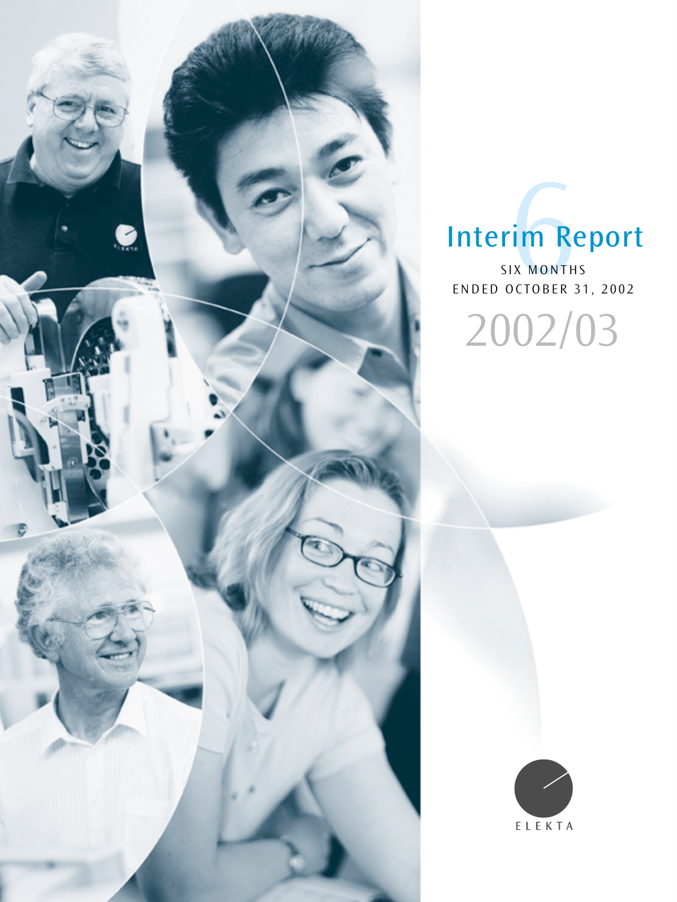# Interim Report

SIX MONTHS
ENDED OCTOBER 31, 2002

2002/03

ELEKTA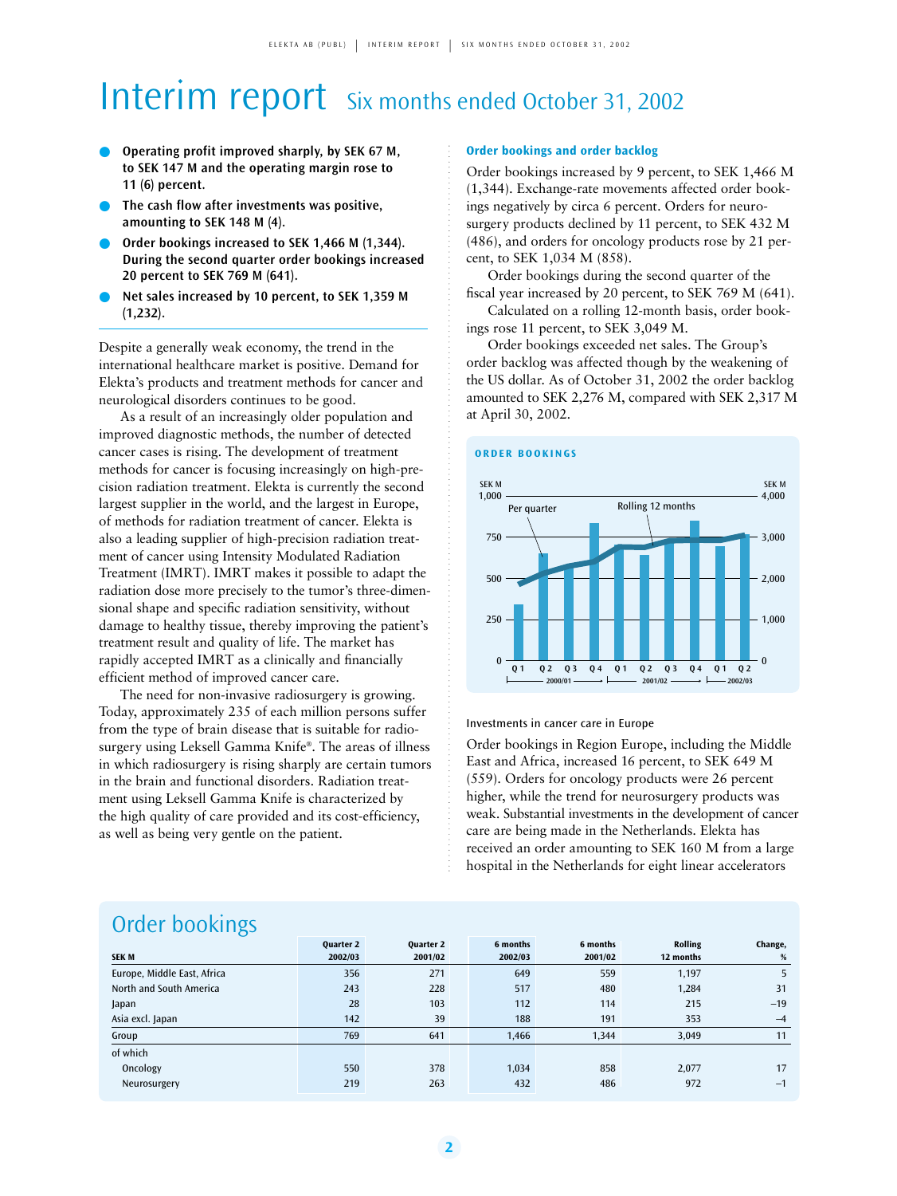// Interim report
# Interim report Six months ended October 31, 2002

- **Operating profit improved sharply, by SEK 67 M, to SEK 147 M and the operating margin rose to 11 (6) percent.**
- **The cash flow after investments was positive, amounting to SEK 148 M (4).**
- **Order bookings increased to SEK 1,466 M (1,344). During the second quarter order bookings increased 20 percent to SEK 769 M (641).**
- **Net sales increased by 10 percent, to SEK 1,359 M (1,232).**

Despite a generally weak economy, the trend in the international healthcare market is positive. Demand for Elekta's products and treatment methods for cancer and neurological disorders continues to be good.

As a result of an increasingly older population and improved diagnostic methods, the number of detected cancer cases is rising. The development of treatment methods for cancer is focusing increasingly on high-precision radiation treatment. Elekta is currently the second largest supplier in the world, and the largest in Europe, of methods for radiation treatment of cancer. Elekta is also a leading supplier of high-precision radiation treatment of cancer using Intensity Modulated Radiation Treatment (IMRT). IMRT makes it possible to adapt the radiation dose more precisely to the tumor's three-dimensional shape and specific radiation sensitivity, without damage to healthy tissue, thereby improving the patient's treatment result and quality of life. The market has rapidly accepted IMRT as a clinically and financially efficient method of improved cancer care.

The need for non-invasive radiosurgery is growing. Today, approximately 235 of each million persons suffer from the type of brain disease that is suitable for radiosurgery using Leksell Gamma Knife®. The areas of illness in which radiosurgery is rising sharply are certain tumors in the brain and functional disorders. Radiation treatment using Leksell Gamma Knife is characterized by the high quality of care provided and its cost-efficiency, as well as being very gentle on the patient.

### Order bookings and order backlog

Order bookings increased by 9 percent, to SEK 1,466 M (1,344). Exchange-rate movements affected order bookings negatively by circa 6 percent. Orders for neurosurgery products declined by 11 percent, to SEK 432 M (486), and orders for oncology products rose by 21 percent, to SEK 1,034 M (858).

Order bookings during the second quarter of the fiscal year increased by 20 percent, to SEK 769 M (641).

Calculated on a rolling 12-month basis, order bookings rose 11 percent, to SEK 3,049 M.

Order bookings exceeded net sales. The Group's order backlog was affected though by the weakening of the US dollar. As of October 31, 2002 the order backlog amounted to SEK 2,276 M, compared with SEK 2,317 M at April 30, 2002.

**ORDER BOOKINGS**

Investments in cancer care in Europe

Order bookings in Region Europe, including the Middle East and Africa, increased 16 percent, to SEK 649 M (559). Orders for oncology products were 26 percent higher, while the trend for neurosurgery products was weak. Substantial investments in the development of cancer care are being made in the Netherlands. Elekta has received an order amounting to SEK 160 M from a large hospital in the Netherlands for eight linear accelerators

## Order bookings

| SEK M | Quarter 2 2002/03 | Quarter 2 2001/02 | 6 months 2002/03 | 6 months 2001/02 | Rolling 12 months | Change, % |
|---|---|---|---|---|---|---|
| Europe, Middle East, Africa | 356 | 271 | 649 | 559 | 1,197 | 5 |
| North and South America | 243 | 228 | 517 | 480 | 1,284 | 31 |
| Japan | 28 | 103 | 112 | 114 | 215 | –19 |
| Asia excl. Japan | 142 | 39 | 188 | 191 | 353 | –4 |
| Group | 769 | 641 | 1,466 | 1,344 | 3,049 | 11 |
| of which | | | | | | |
| Oncology | 550 | 378 | 1,034 | 858 | 2,077 | 17 |
| Neurosurgery | 219 | 263 | 432 | 486 | 972 | –1 |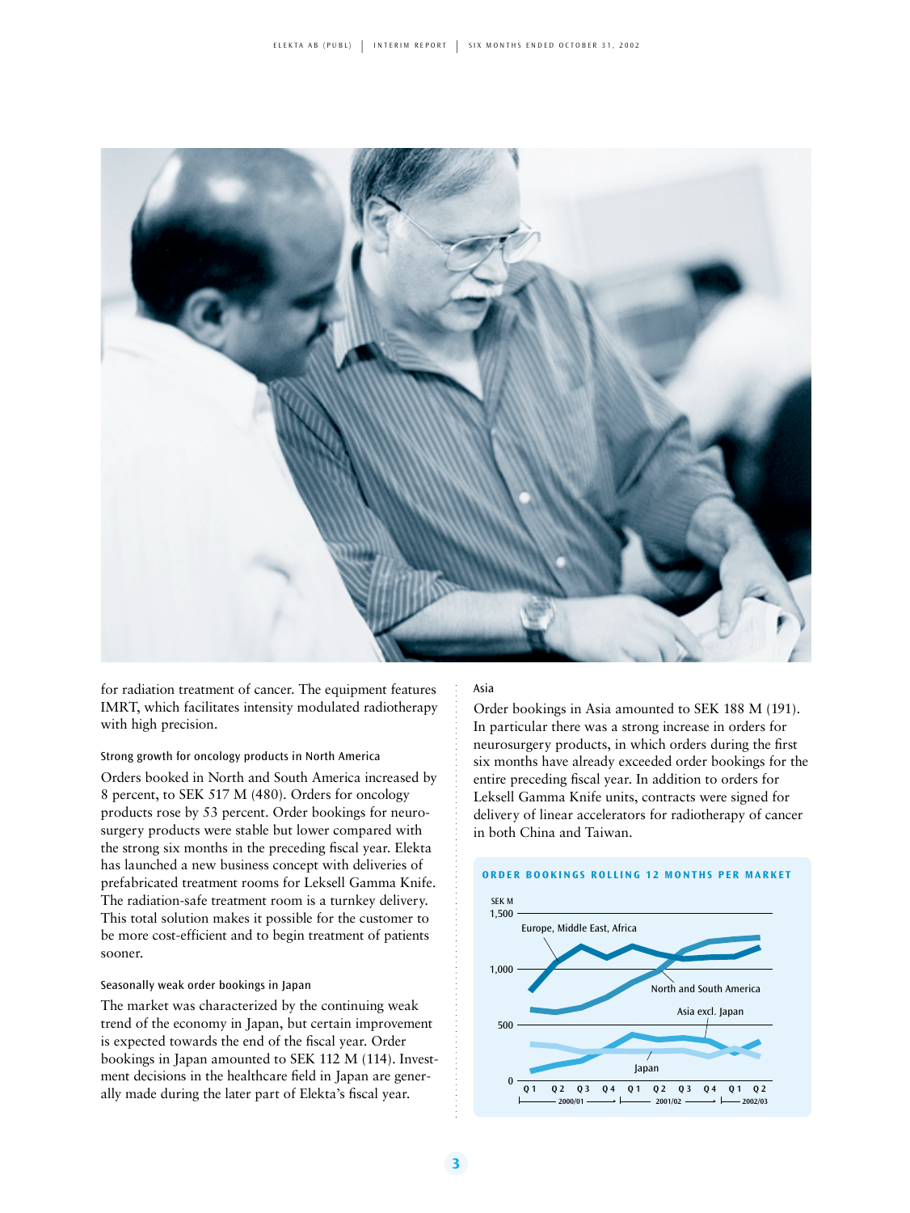for radiation treatment of cancer. The equipment features IMRT, which facilitates intensity modulated radiotherapy with high precision.

### Strong growth for oncology products in North America

Orders booked in North and South America increased by 8 percent, to SEK 517 M (480). Orders for oncology products rose by 53 percent. Order bookings for neurosurgery products were stable but lower compared with the strong six months in the preceding fiscal year. Elekta has launched a new business concept with deliveries of prefabricated treatment rooms for Leksell Gamma Knife. The radiation-safe treatment room is a turnkey delivery. This total solution makes it possible for the customer to be more cost-efficient and to begin treatment of patients sooner.

### Seasonally weak order bookings in Japan

The market was characterized by the continuing weak trend of the economy in Japan, but certain improvement is expected towards the end of the fiscal year. Order bookings in Japan amounted to SEK 112 M (114). Investment decisions in the healthcare field in Japan are generally made during the later part of Elekta's fiscal year.

### Asia

Order bookings in Asia amounted to SEK 188 M (191). In particular there was a strong increase in orders for neurosurgery products, in which orders during the first six months have already exceeded order bookings for the entire preceding fiscal year. In addition to orders for Leksell Gamma Knife units, contracts were signed for delivery of linear accelerators for radiotherapy of cancer in both China and Taiwan.

**ORDER BOOKINGS ROLLING 12 MONTHS PER MARKET**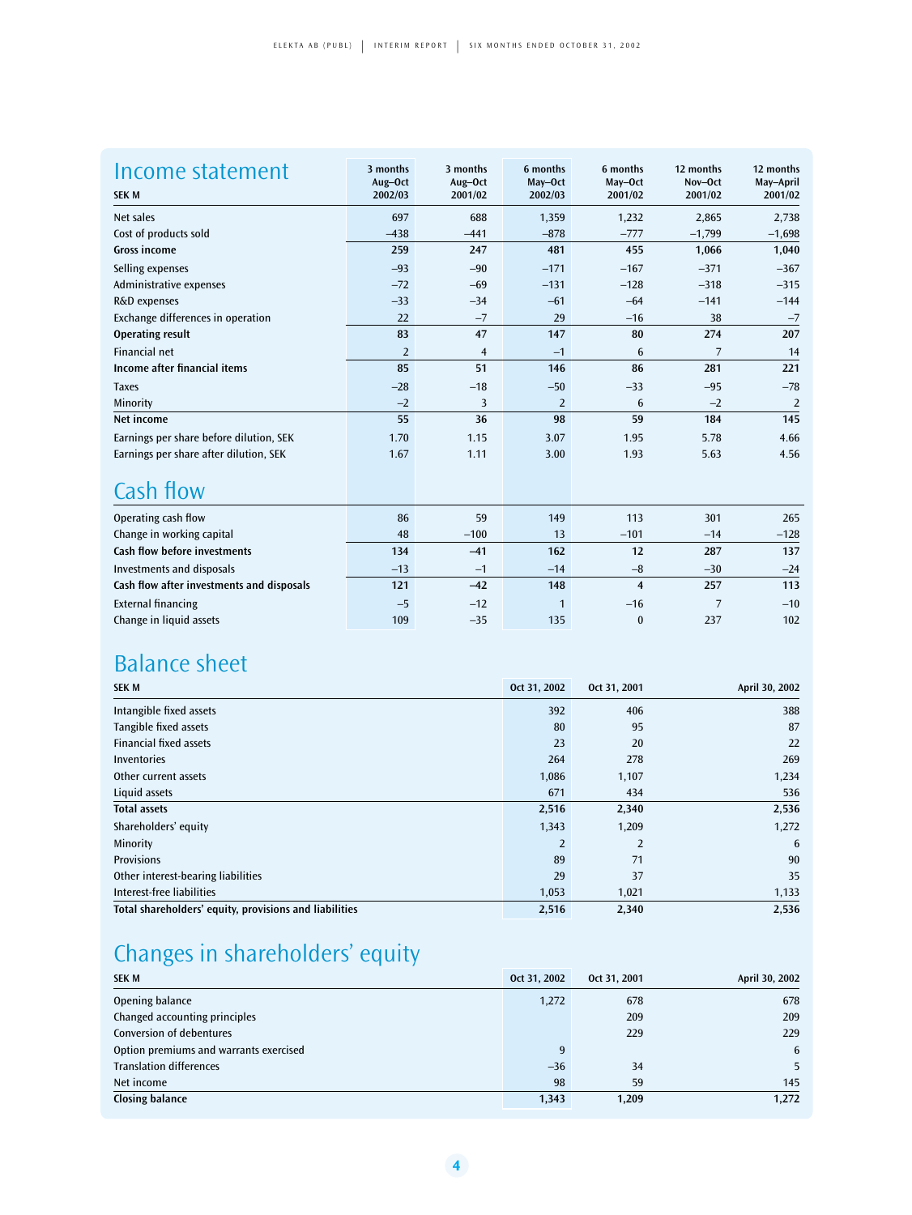## Income statement

| SEK M | 3 months Aug–Oct 2002/03 | 3 months Aug–Oct 2001/02 | 6 months May–Oct 2002/03 | 6 months May–Oct 2001/02 | 12 months Nov–Oct 2001/02 | 12 months May–April 2001/02 |
|---|---|---|---|---|---|---|
| Net sales | 697 | 688 | 1,359 | 1,232 | 2,865 | 2,738 |
| Cost of products sold | –438 | –441 | –878 | –777 | –1,799 | –1,698 |
| **Gross income** | **259** | **247** | **481** | **455** | **1,066** | **1,040** |
| Selling expenses | –93 | –90 | –171 | –167 | –371 | –367 |
| Administrative expenses | –72 | –69 | –131 | –128 | –318 | –315 |
| R&D expenses | –33 | –34 | –61 | –64 | –141 | –144 |
| Exchange differences in operation | 22 | –7 | 29 | –16 | 38 | –7 |
| **Operating result** | **83** | **47** | **147** | **80** | **274** | **207** |
| Financial net | 2 | 4 | –1 | 6 | 7 | 14 |
| **Income after financial items** | **85** | **51** | **146** | **86** | **281** | **221** |
| Taxes | –28 | –18 | –50 | –33 | –95 | –78 |
| Minority | –2 | 3 | 2 | 6 | –2 | 2 |
| **Net income** | **55** | **36** | **98** | **59** | **184** | **145** |
| Earnings per share before dilution, SEK | 1.70 | 1.15 | 3.07 | 1.95 | 5.78 | 4.66 |
| Earnings per share after dilution, SEK | 1.67 | 1.11 | 3.00 | 1.93 | 5.63 | 4.56 |

## Cash flow

| | 3 months Aug–Oct 2002/03 | 3 months Aug–Oct 2001/02 | 6 months May–Oct 2002/03 | 6 months May–Oct 2001/02 | 12 months Nov–Oct 2001/02 | 12 months May–April 2001/02 |
|---|---|---|---|---|---|---|
| Operating cash flow | 86 | 59 | 149 | 113 | 301 | 265 |
| Change in working capital | 48 | –100 | 13 | –101 | –14 | –128 |
| **Cash flow before investments** | **134** | **–41** | **162** | **12** | **287** | **137** |
| Investments and disposals | –13 | –1 | –14 | –8 | –30 | –24 |
| **Cash flow after investments and disposals** | **121** | **–42** | **148** | **4** | **257** | **113** |
| External financing | –5 | –12 | 1 | –16 | 7 | –10 |
| Change in liquid assets | 109 | –35 | 135 | 0 | 237 | 102 |

## Balance sheet

| SEK M | Oct 31, 2002 | Oct 31, 2001 | April 30, 2002 |
|---|---|---|---|
| Intangible fixed assets | 392 | 406 | 388 |
| Tangible fixed assets | 80 | 95 | 87 |
| Financial fixed assets | 23 | 20 | 22 |
| Inventories | 264 | 278 | 269 |
| Other current assets | 1,086 | 1,107 | 1,234 |
| Liquid assets | 671 | 434 | 536 |
| **Total assets** | **2,516** | **2,340** | **2,536** |
| Shareholders' equity | 1,343 | 1,209 | 1,272 |
| Minority | 2 | 2 | 6 |
| Provisions | 89 | 71 | 90 |
| Other interest-bearing liabilities | 29 | 37 | 35 |
| Interest-free liabilities | 1,053 | 1,021 | 1,133 |
| **Total shareholders' equity, provisions and liabilities** | **2,516** | **2,340** | **2,536** |

## Changes in shareholders' equity

| SEK M | Oct 31, 2002 | Oct 31, 2001 | April 30, 2002 |
|---|---|---|---|
| Opening balance | 1,272 | 678 | 678 |
| Changed accounting principles | | 209 | 209 |
| Conversion of debentures | | 229 | 229 |
| Option premiums and warrants exercised | 9 | | 6 |
| Translation differences | –36 | 34 | 5 |
| Net income | 98 | 59 | 145 |
| **Closing balance** | **1,343** | **1,209** | **1,272** |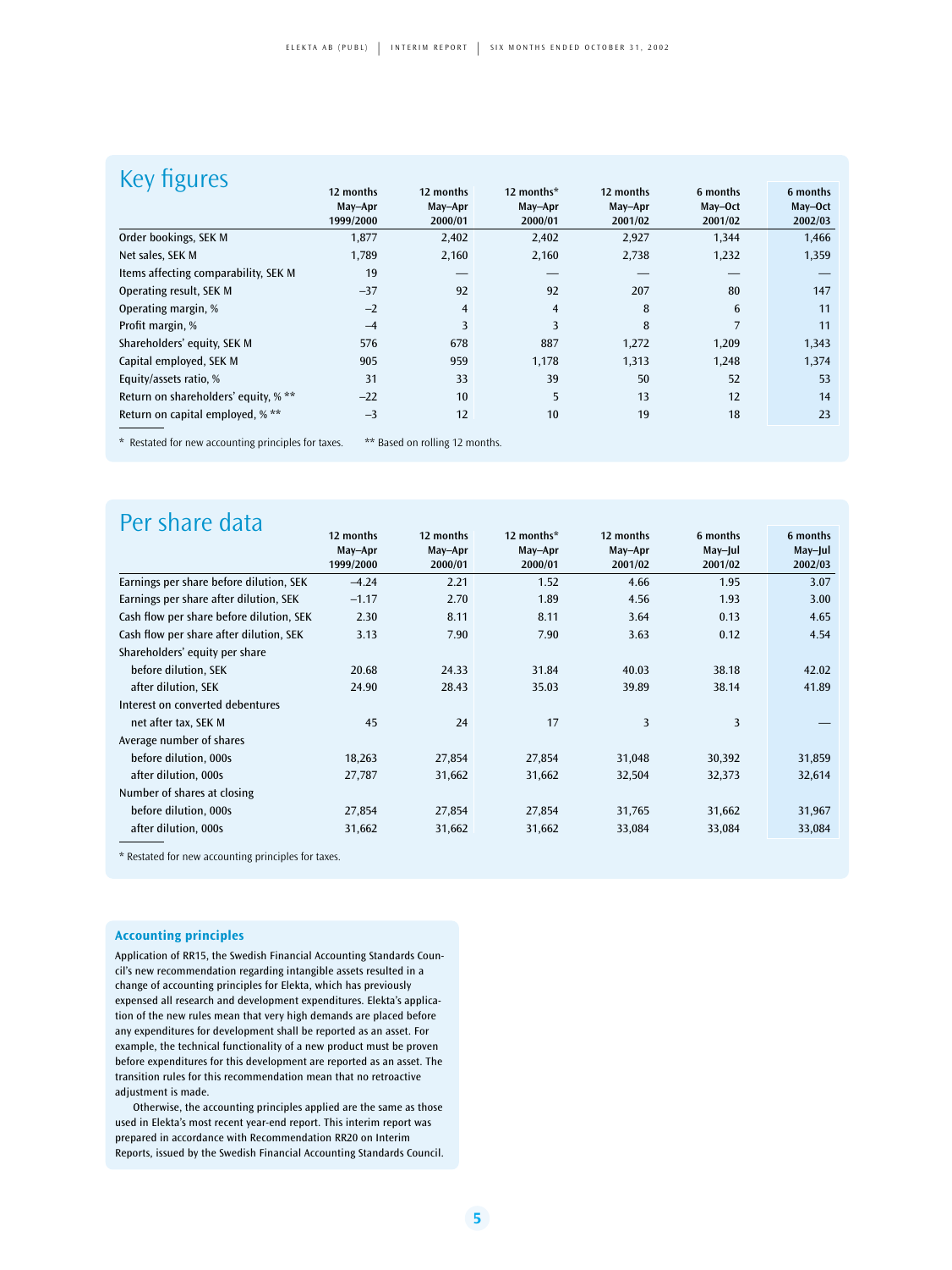## Key figures

| | 12 months May–Apr 1999/2000 | 12 months May–Apr 2000/01 | 12 months* May–Apr 2000/01 | 12 months May–Apr 2001/02 | 6 months May–Oct 2001/02 | 6 months May–Oct 2002/03 |
|---|---|---|---|---|---|---|
| Order bookings, SEK M | 1,877 | 2,402 | 2,402 | 2,927 | 1,344 | 1,466 |
| Net sales, SEK M | 1,789 | 2,160 | 2,160 | 2,738 | 1,232 | 1,359 |
| Items affecting comparability, SEK M | 19 | — | — | — | — | — |
| Operating result, SEK M | –37 | 92 | 92 | 207 | 80 | 147 |
| Operating margin, % | –2 | 4 | 4 | 8 | 6 | 11 |
| Profit margin, % | –4 | 3 | 3 | 8 | 7 | 11 |
| Shareholders' equity, SEK M | 576 | 678 | 887 | 1,272 | 1,209 | 1,343 |
| Capital employed, SEK M | 905 | 959 | 1,178 | 1,313 | 1,248 | 1,374 |
| Equity/assets ratio, % | 31 | 33 | 39 | 50 | 52 | 53 |
| Return on shareholders' equity, % ** | –22 | 10 | 5 | 13 | 12 | 14 |
| Return on capital employed, % ** | –3 | 12 | 10 | 19 | 18 | 23 |

\* Restated for new accounting principles for taxes. ** Based on rolling 12 months.

## Per share data

| | 12 months May–Apr 1999/2000 | 12 months May–Apr 2000/01 | 12 months* May–Apr 2000/01 | 12 months May–Apr 2001/02 | 6 months May–Jul 2001/02 | 6 months May–Jul 2002/03 |
|---|---|---|---|---|---|---|
| Earnings per share before dilution, SEK | –4.24 | 2.21 | 1.52 | 4.66 | 1.95 | 3.07 |
| Earnings per share after dilution, SEK | –1.17 | 2.70 | 1.89 | 4.56 | 1.93 | 3.00 |
| Cash flow per share before dilution, SEK | 2.30 | 8.11 | 8.11 | 3.64 | 0.13 | 4.65 |
| Cash flow per share after dilution, SEK | 3.13 | 7.90 | 7.90 | 3.63 | 0.12 | 4.54 |
| Shareholders' equity per share | | | | | | |
| before dilution, SEK | 20.68 | 24.33 | 31.84 | 40.03 | 38.18 | 42.02 |
| after dilution, SEK | 24.90 | 28.43 | 35.03 | 39.89 | 38.14 | 41.89 |
| Interest on converted debentures | | | | | | |
| net after tax, SEK M | 45 | 24 | 17 | 3 | 3 | — |
| Average number of shares | | | | | | |
| before dilution, 000s | 18,263 | 27,854 | 27,854 | 31,048 | 30,392 | 31,859 |
| after dilution, 000s | 27,787 | 31,662 | 31,662 | 32,504 | 32,373 | 32,614 |
| Number of shares at closing | | | | | | |
| before dilution, 000s | 27,854 | 27,854 | 27,854 | 31,765 | 31,662 | 31,967 |
| after dilution, 000s | 31,662 | 31,662 | 31,662 | 33,084 | 33,084 | 33,084 |

\* Restated for new accounting principles for taxes.

### Accounting principles

Application of RR15, the Swedish Financial Accounting Standards Council's new recommendation regarding intangible assets resulted in a change of accounting principles for Elekta, which has previously expensed all research and development expenditures. Elekta's application of the new rules mean that very high demands are placed before any expenditures for development shall be reported as an asset. For example, the technical functionality of a new product must be proven before expenditures for this development are reported as an asset. The transition rules for this recommendation mean that no retroactive adjustment is made.

Otherwise, the accounting principles applied are the same as those used in Elekta's most recent year-end report. This interim report was prepared in accordance with Recommendation RR20 on Interim Reports, issued by the Swedish Financial Accounting Standards Council.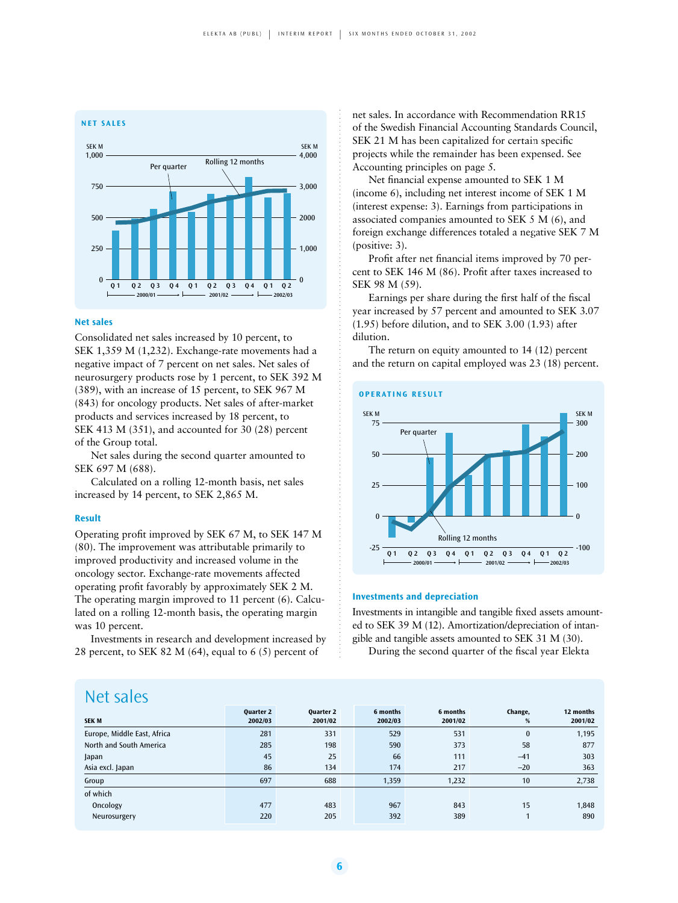## NET SALES

SEK M 1,000 / 750 / 500 / 250 / 0 — SEK M 4,000 / 3,000 / 2000 / 1,000 / 0

Per quarter — Rolling 12 months

Q 1 Q 2 Q 3 Q 4 Q 1 Q 2 Q 3 Q 4 Q 1 Q 2
2000/01 — 2001/02 — 2002/03

### Net sales

Consolidated net sales increased by 10 percent, to SEK 1,359 M (1,232). Exchange-rate movements had a negative impact of 7 percent on net sales. Net sales of neurosurgery products rose by 1 percent, to SEK 392 M (389), with an increase of 15 percent, to SEK 967 M (843) for oncology products. Net sales of after-market products and services increased by 18 percent, to SEK 413 M (351), and accounted for 30 (28) percent of the Group total.

Net sales during the second quarter amounted to SEK 697 M (688).

Calculated on a rolling 12-month basis, net sales increased by 14 percent, to SEK 2,865 M.

### Result

Operating profit improved by SEK 67 M, to SEK 147 M (80). The improvement was attributable primarily to improved productivity and increased volume in the oncology sector. Exchange-rate movements affected operating profit favorably by approximately SEK 2 M. The operating margin improved to 11 percent (6). Calculated on a rolling 12-month basis, the operating margin was 10 percent.

Investments in research and development increased by 28 percent, to SEK 82 M (64), equal to 6 (5) percent of net sales. In accordance with Recommendation RR15 of the Swedish Financial Accounting Standards Council, SEK 21 M has been capitalized for certain specific projects while the remainder has been expensed. See Accounting principles on page 5.

Net financial expense amounted to SEK 1 M (income 6), including net interest income of SEK 1 M (interest expense: 3). Earnings from participations in associated companies amounted to SEK 5 M (6), and foreign exchange differences totaled a negative SEK 7 M (positive: 3).

Profit after net financial items improved by 70 percent to SEK 146 M (86). Profit after taxes increased to SEK 98 M (59).

Earnings per share during the first half of the fiscal year increased by 57 percent and amounted to SEK 3.07 (1.95) before dilution, and to SEK 3.00 (1.93) after dilution.

The return on equity amounted to 14 (12) percent and the return on capital employed was 23 (18) percent.

## OPERATING RESULT

SEK M 75 / 50 / 25 / 0 / -25 — SEK M 300 / 200 / 100 / 0 / -100

Per quarter — Rolling 12 months

Q 1 Q 2 Q 3 Q 4 Q 1 Q 2 Q 3 Q 4 Q 1 Q 2
2000/01 — 2001/02 — 2002/03

### Investments and depreciation

Investments in intangible and tangible fixed assets amounted to SEK 39 M (12). Amortization/depreciation of intangible and tangible assets amounted to SEK 31 M (30).

During the second quarter of the fiscal year Elekta

## Net sales

| SEK M | Quarter 2 2002/03 | Quarter 2 2001/02 | 6 months 2002/03 | 6 months 2001/02 | Change, % | 12 months 2001/02 |
|---|---|---|---|---|---|---|
| Europe, Middle East, Africa | 281 | 331 | 529 | 531 | 0 | 1,195 |
| North and South America | 285 | 198 | 590 | 373 | 58 | 877 |
| Japan | 45 | 25 | 66 | 111 | –41 | 303 |
| Asia excl. Japan | 86 | 134 | 174 | 217 | –20 | 363 |
| Group | 697 | 688 | 1,359 | 1,232 | 10 | 2,738 |
| of which | | | | | | |
| Oncology | 477 | 483 | 967 | 843 | 15 | 1,848 |
| Neurosurgery | 220 | 205 | 392 | 389 | 1 | 890 |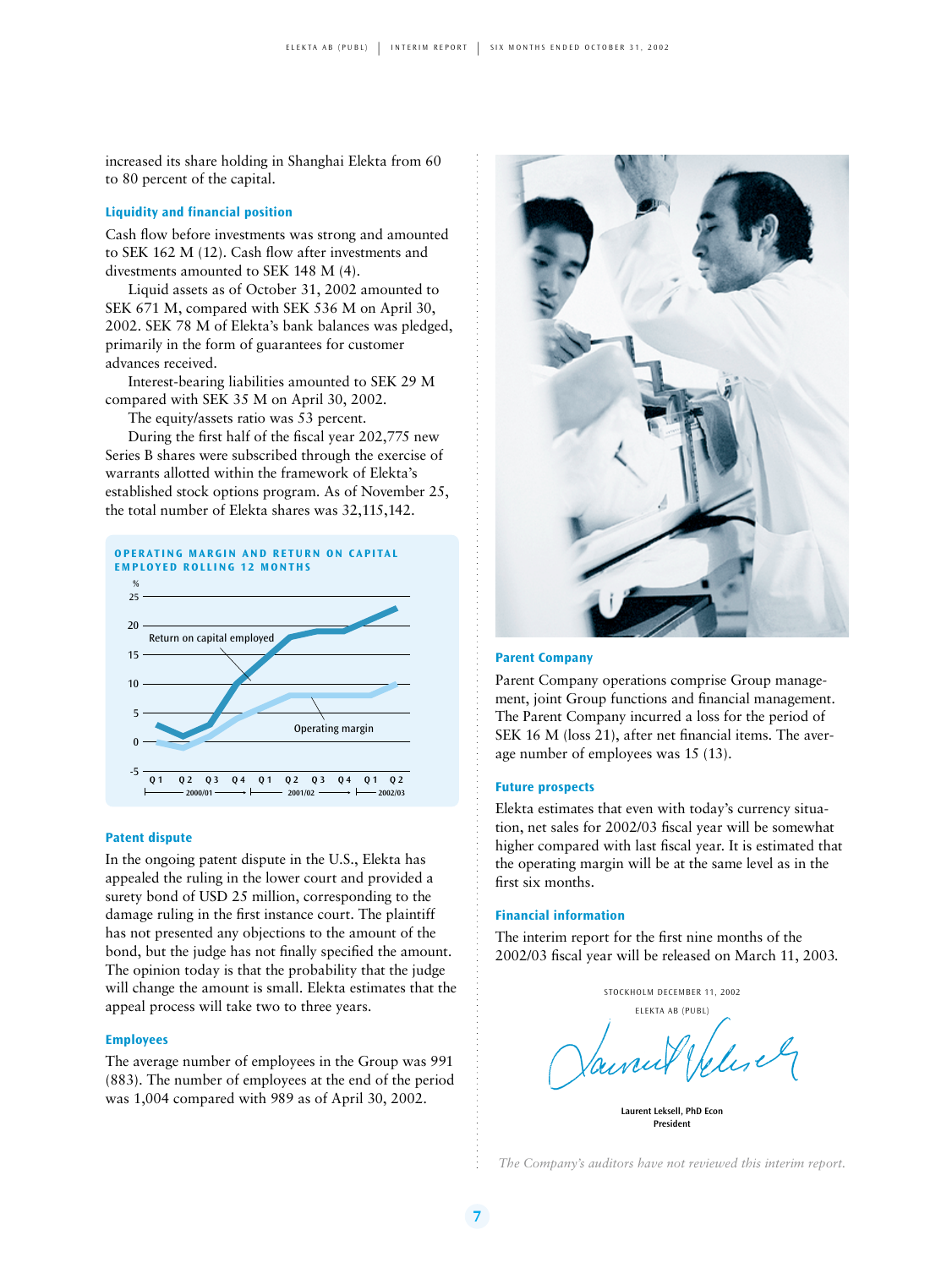increased its share holding in Shanghai Elekta from 60 to 80 percent of the capital.

### Liquidity and financial position

Cash flow before investments was strong and amounted to SEK 162 M (12). Cash flow after investments and divestments amounted to SEK 148 M (4).

Liquid assets as of October 31, 2002 amounted to SEK 671 M, compared with SEK 536 M on April 30, 2002. SEK 78 M of Elekta's bank balances was pledged, primarily in the form of guarantees for customer advances received.

Interest-bearing liabilities amounted to SEK 29 M compared with SEK 35 M on April 30, 2002.

The equity/assets ratio was 53 percent.

During the first half of the fiscal year 202,775 new Series B shares were subscribed through the exercise of warrants allotted within the framework of Elekta's established stock options program. As of November 25, the total number of Elekta shares was 32,115,142.

**OPERATING MARGIN AND RETURN ON CAPITAL EMPLOYED ROLLING 12 MONTHS**

### Patent dispute

In the ongoing patent dispute in the U.S., Elekta has appealed the ruling in the lower court and provided a surety bond of USD 25 million, corresponding to the damage ruling in the first instance court. The plaintiff has not presented any objections to the amount of the bond, but the judge has not finally specified the amount. The opinion today is that the probability that the judge will change the amount is small. Elekta estimates that the appeal process will take two to three years.

### Employees

The average number of employees in the Group was 991 (883). The number of employees at the end of the period was 1,004 compared with 989 as of April 30, 2002.

### Parent Company

Parent Company operations comprise Group management, joint Group functions and financial management. The Parent Company incurred a loss for the period of SEK 16 M (loss 21), after net financial items. The average number of employees was 15 (13).

### Future prospects

Elekta estimates that even with today's currency situation, net sales for 2002/03 fiscal year will be somewhat higher compared with last fiscal year. It is estimated that the operating margin will be at the same level as in the first six months.

### Financial information

The interim report for the first nine months of the 2002/03 fiscal year will be released on March 11, 2003.

STOCKHOLM DECEMBER 11, 2002

ELEKTA AB (PUBL)

**Laurent Leksell, PhD Econ**
**President**

*The Company's auditors have not reviewed this interim report.*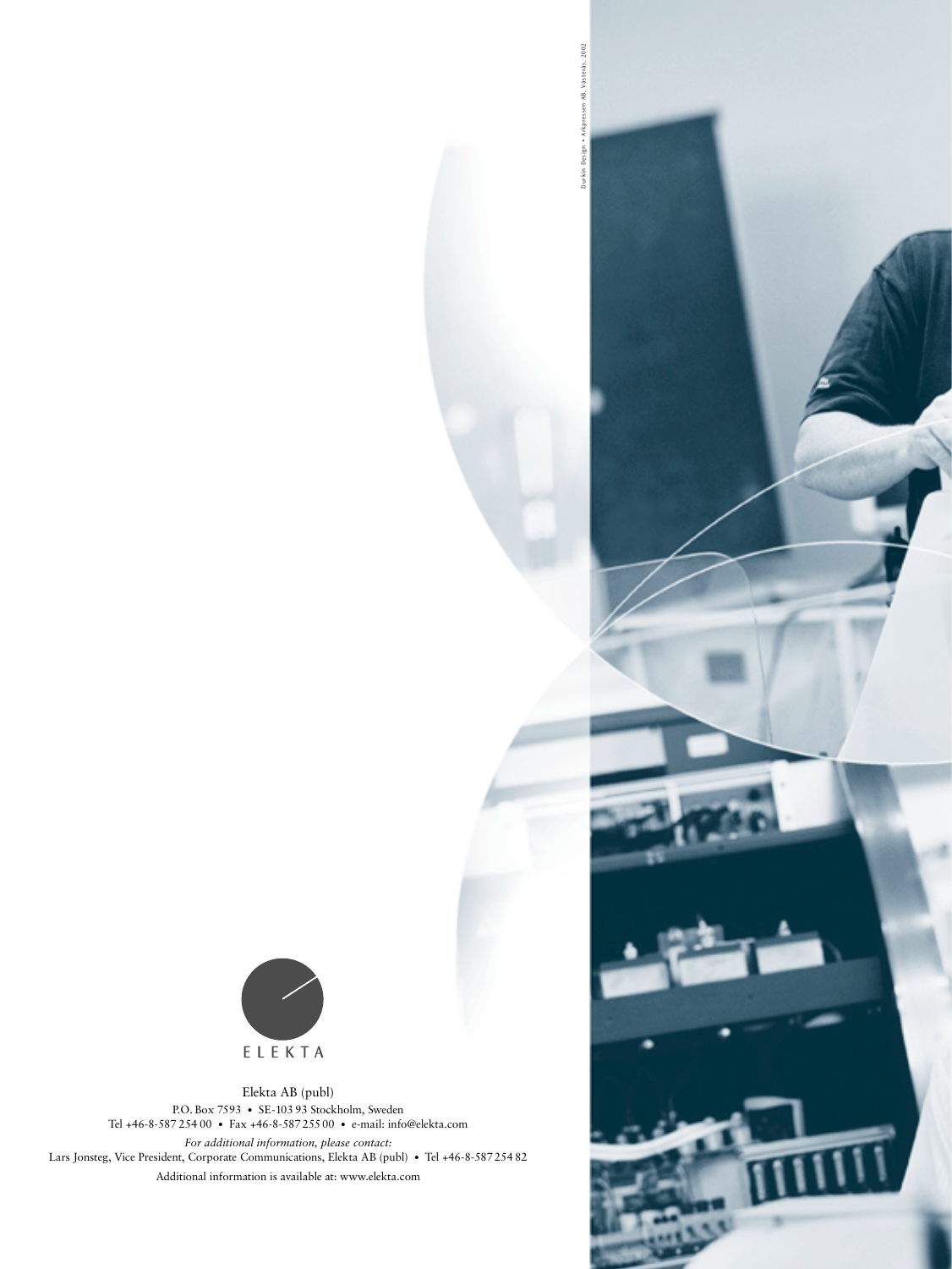ELEKTA

Elekta AB (publ)

P.O. Box 7593 • SE-103 93 Stockholm, Sweden

Tel +46-8-587 254 00 • Fax +46-8-587 255 00 • e-mail: info@elekta.com

*For additional information, please contact:*

Lars Jonsteg, Vice President, Corporate Communications, Elekta AB (publ) • Tel +46-8-587 254 82

Additional information is available at: www.elekta.com

Durkin Design • Arkpressen AB, Västerås, 2002